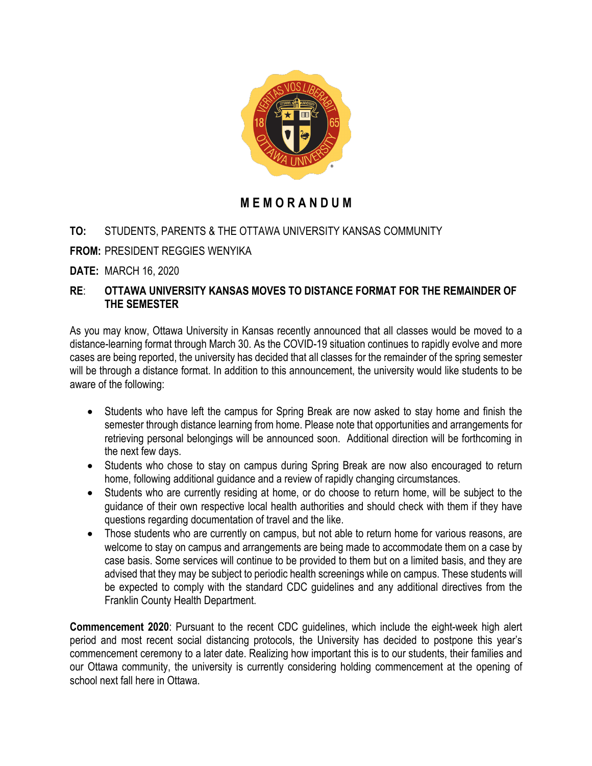# MEMORANDUM

**TO:** STUDENTS, PARENTS & THE OTTAWA UNIVERSITY KANSAS COMMUNITY

**FROM:** PRESIDENT REGGIES WENYIKA

**DATE:** MARCH 16, 2020

**RE**: **OTTAWA UNIVERSITY KANSAS MOVES TO DISTANCE FORMAT FOR THE REMAINDER OF THE SEMESTER**

As you may know, Ottawa University in Kansas recently announced that all classes would be moved to a distance-learning format through March 30. As the COVID-19 situation continues to rapidly evolve and more cases are being reported, the university has decided that all classes for the remainder of the spring semester will be through a distance format. In addition to this announcement, the university would like students to be aware of the following:

- Students who have left the campus for Spring Break are now asked to stay home and finish the semester through distance learning from home. Please note that opportunities and arrangements for retrieving personal belongings will be announced soon. Additional direction will be forthcoming in the next few days.
- Students who chose to stay on campus during Spring Break are now also encouraged to return home, following additional guidance and a review of rapidly changing circumstances.
- Students who are currently residing at home, or do choose to return home, will be subject to the guidance of their own respective local health authorities and should check with them if they have questions regarding documentation of travel and the like.
- Those students who are currently on campus, but not able to return home for various reasons, are welcome to stay on campus and arrangements are being made to accommodate them on a case by case basis. Some services will continue to be provided to them but on a limited basis, and they are advised that they may be subject to periodic health screenings while on campus. These students will be expected to comply with the standard CDC guidelines and any additional directives from the Franklin County Health Department.

**Commencement 2020**: Pursuant to the recent CDC guidelines, which include the eight-week high alert period and most recent social distancing protocols, the University has decided to postpone this year's commencement ceremony to a later date. Realizing how important this is to our students, their families and our Ottawa community, the university is currently considering holding commencement at the opening of school next fall here in Ottawa.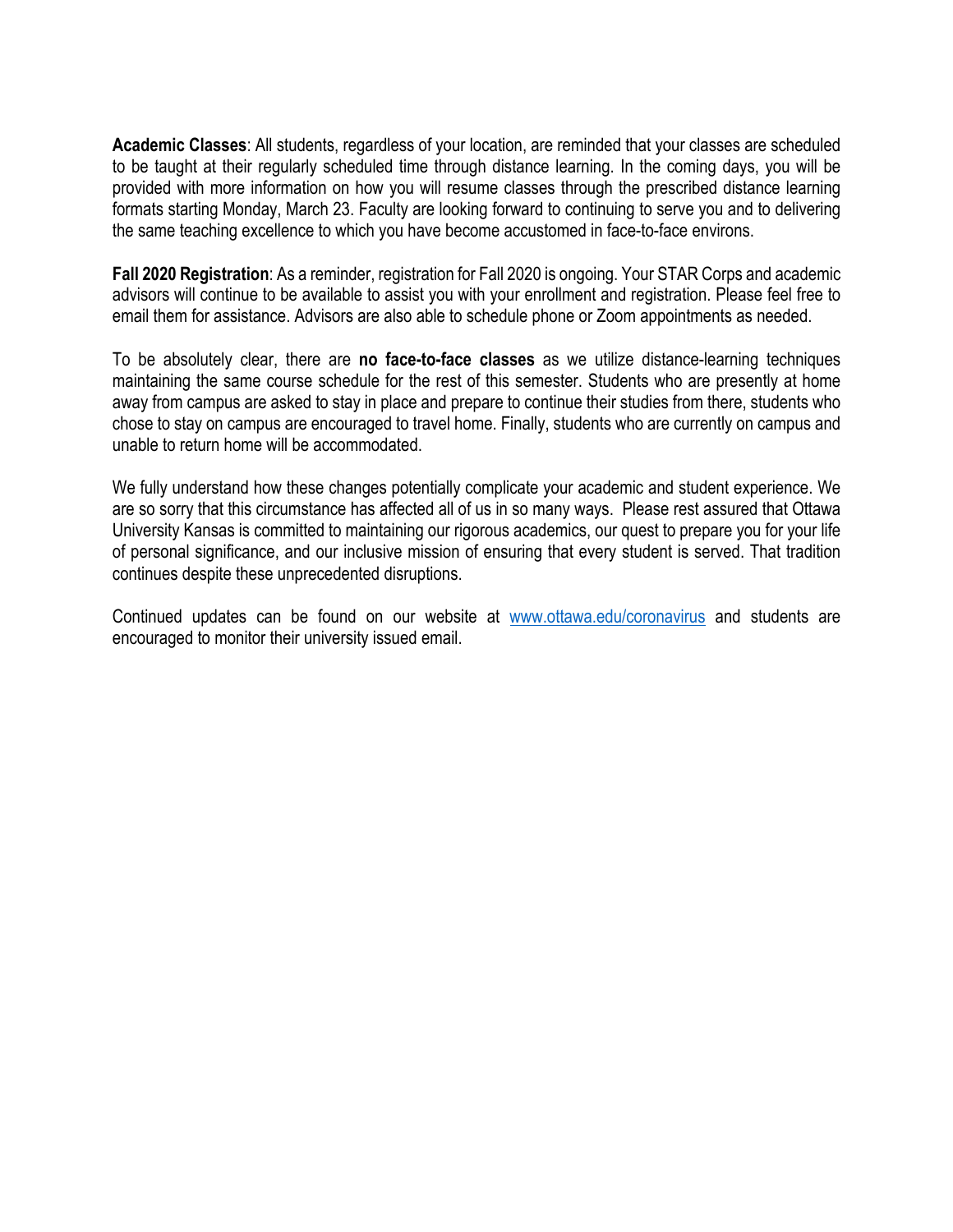**Academic Classes**: All students, regardless of your location, are reminded that your classes are scheduled to be taught at their regularly scheduled time through distance learning. In the coming days, you will be provided with more information on how you will resume classes through the prescribed distance learning formats starting Monday, March 23. Faculty are looking forward to continuing to serve you and to delivering the same teaching excellence to which you have become accustomed in face-to-face environs.

**Fall 2020 Registration**: As a reminder, registration for Fall 2020 is ongoing. Your STAR Corps and academic advisors will continue to be available to assist you with your enrollment and registration. Please feel free to email them for assistance. Advisors are also able to schedule phone or Zoom appointments as needed.

To be absolutely clear, there are **no face-to-face classes** as we utilize distance-learning techniques maintaining the same course schedule for the rest of this semester. Students who are presently at home away from campus are asked to stay in place and prepare to continue their studies from there, students who chose to stay on campus are encouraged to travel home. Finally, students who are currently on campus and unable to return home will be accommodated.

We fully understand how these changes potentially complicate your academic and student experience. We are so sorry that this circumstance has affected all of us in so many ways. Please rest assured that Ottawa University Kansas is committed to maintaining our rigorous academics, our quest to prepare you for your life of personal significance, and our inclusive mission of ensuring that every student is served. That tradition continues despite these unprecedented disruptions.

Continued updates can be found on our website at [www.ottawa.edu/coronavirus](http://www.ottawa.edu/coronavirus) and students are encouraged to monitor their university issued email.